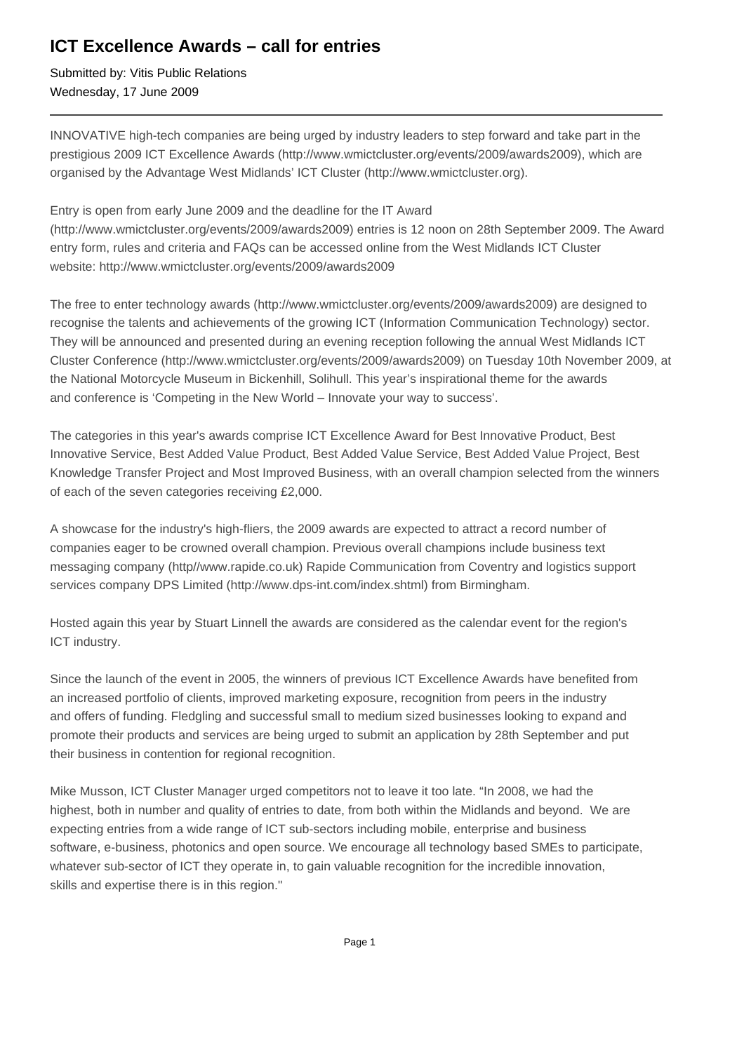# ICT Excellence Awards – call for entries

Submitted by: Vitis Public Relations
Wednesday, 17 June 2009

---

INNOVATIVE high-tech companies are being urged by industry leaders to step forward and take part in the prestigious 2009 ICT Excellence Awards (http://www.wmictcluster.org/events/2009/awards2009), which are organised by the Advantage West Midlands' ICT Cluster (http://www.wmictcluster.org).

Entry is open from early June 2009 and the deadline for the IT Award (http://www.wmictcluster.org/events/2009/awards2009) entries is 12 noon on 28th September 2009. The Award entry form, rules and criteria and FAQs can be accessed online from the West Midlands ICT Cluster website: http://www.wmictcluster.org/events/2009/awards2009

The free to enter technology awards (http://www.wmictcluster.org/events/2009/awards2009) are designed to recognise the talents and achievements of the growing ICT (Information Communication Technology) sector. They will be announced and presented during an evening reception following the annual West Midlands ICT Cluster Conference (http://www.wmictcluster.org/events/2009/awards2009) on Tuesday 10th November 2009, at the National Motorcycle Museum in Bickenhill, Solihull. This year's inspirational theme for the awards and conference is 'Competing in the New World – Innovate your way to success'.

The categories in this year's awards comprise ICT Excellence Award for Best Innovative Product, Best Innovative Service, Best Added Value Product, Best Added Value Service, Best Added Value Project, Best Knowledge Transfer Project and Most Improved Business, with an overall champion selected from the winners of each of the seven categories receiving £2,000.

A showcase for the industry's high-fliers, the 2009 awards are expected to attract a record number of companies eager to be crowned overall champion. Previous overall champions include business text messaging company (http//www.rapide.co.uk) Rapide Communication from Coventry and logistics support services company DPS Limited (http://www.dps-int.com/index.shtml) from Birmingham.

Hosted again this year by Stuart Linnell the awards are considered as the calendar event for the region's ICT industry.

Since the launch of the event in 2005, the winners of previous ICT Excellence Awards have benefited from an increased portfolio of clients, improved marketing exposure, recognition from peers in the industry and offers of funding. Fledgling and successful small to medium sized businesses looking to expand and promote their products and services are being urged to submit an application by 28th September and put their business in contention for regional recognition.

Mike Musson, ICT Cluster Manager urged competitors not to leave it too late. "In 2008, we had the highest, both in number and quality of entries to date, from both within the Midlands and beyond. We are expecting entries from a wide range of ICT sub-sectors including mobile, enterprise and business software, e-business, photonics and open source. We encourage all technology based SMEs to participate, whatever sub-sector of ICT they operate in, to gain valuable recognition for the incredible innovation, skills and expertise there is in this region."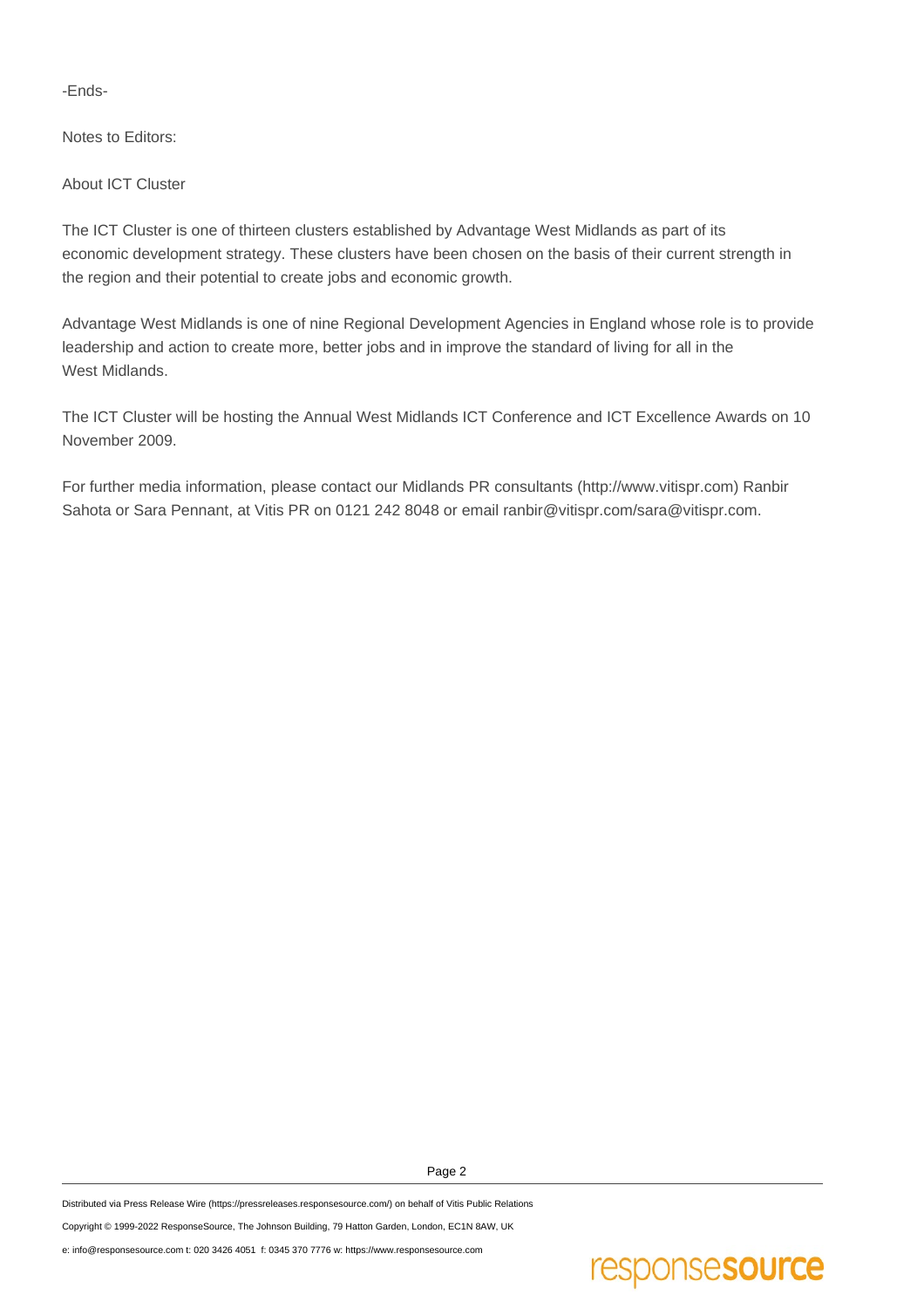-Ends-

Notes to Editors:

About ICT Cluster

The ICT Cluster is one of thirteen clusters established by Advantage West Midlands as part of its economic development strategy. These clusters have been chosen on the basis of their current strength in the region and their potential to create jobs and economic growth.

Advantage West Midlands is one of nine Regional Development Agencies in England whose role is to provide leadership and action to create more, better jobs and in improve the standard of living for all in the West Midlands.

The ICT Cluster will be hosting the Annual West Midlands ICT Conference and ICT Excellence Awards on 10 November 2009.

For further media information, please contact our Midlands PR consultants (http://www.vitispr.com) Ranbir Sahota or Sara Pennant, at Vitis PR on 0121 242 8048 or email ranbir@vitispr.com/sara@vitispr.com.

Distributed via Press Release Wire (https://pressreleases.responsesource.com/) on behalf of Vitis Public Relations

Copyright © 1999-2022 ResponseSource, The Johnson Building, 79 Hatton Garden, London, EC1N 8AW, UK

e: info@responsesource.com t: 020 3426 4051 f: 0345 370 7776 w: https://www.responsesource.com